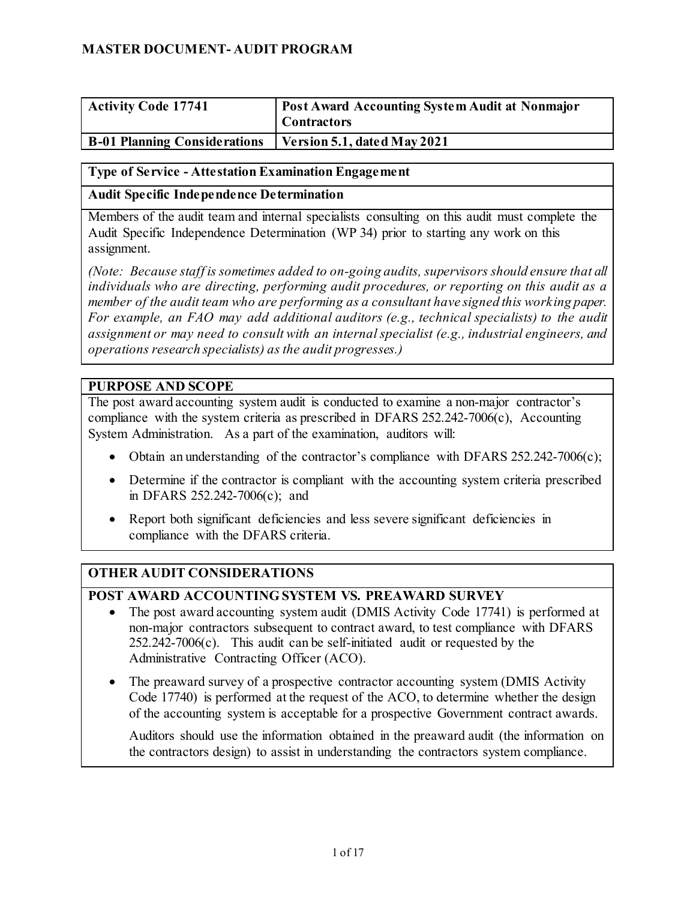# MASTER DOCUMENT- AUDIT PROGRAM

| **Activity Code 17741** | **Post Award Accounting System Audit at Nonmajor Contractors** |
|---|---|
| **B-01 Planning Considerations** | **Version 5.1, dated May 2021** |

**Type of Service - Attestation Examination Engagement**

**Audit Specific Independence Determination**

Members of the audit team and internal specialists consulting on this audit must complete the Audit Specific Independence Determination (WP 34) prior to starting any work on this assignment.

*(Note: Because staff is sometimes added to on-going audits, supervisors should ensure that all individuals who are directing, performing audit procedures, or reporting on this audit as a member of the audit team who are performing as a consultant have signed this working paper. For example, an FAO may add additional auditors (e.g., technical specialists) to the audit assignment or may need to consult with an internal specialist (e.g., industrial engineers, and operations research specialists) as the audit progresses.)*

## PURPOSE AND SCOPE

The post award accounting system audit is conducted to examine a non-major contractor's compliance with the system criteria as prescribed in DFARS 252.242-7006(c), Accounting System Administration. As a part of the examination, auditors will:

- Obtain an understanding of the contractor's compliance with DFARS 252.242-7006(c);
- Determine if the contractor is compliant with the accounting system criteria prescribed in DFARS 252.242-7006(c); and
- Report both significant deficiencies and less severe significant deficiencies in compliance with the DFARS criteria.

## OTHER AUDIT CONSIDERATIONS

### POST AWARD ACCOUNTING SYSTEM VS. PREAWARD SURVEY

- The post award accounting system audit (DMIS Activity Code 17741) is performed at non-major contractors subsequent to contract award, to test compliance with DFARS 252.242-7006(c). This audit can be self-initiated audit or requested by the Administrative Contracting Officer (ACO).
- The preaward survey of a prospective contractor accounting system (DMIS Activity Code 17740) is performed at the request of the ACO, to determine whether the design of the accounting system is acceptable for a prospective Government contract awards.

  Auditors should use the information obtained in the preaward audit (the information on the contractors design) to assist in understanding the contractors system compliance.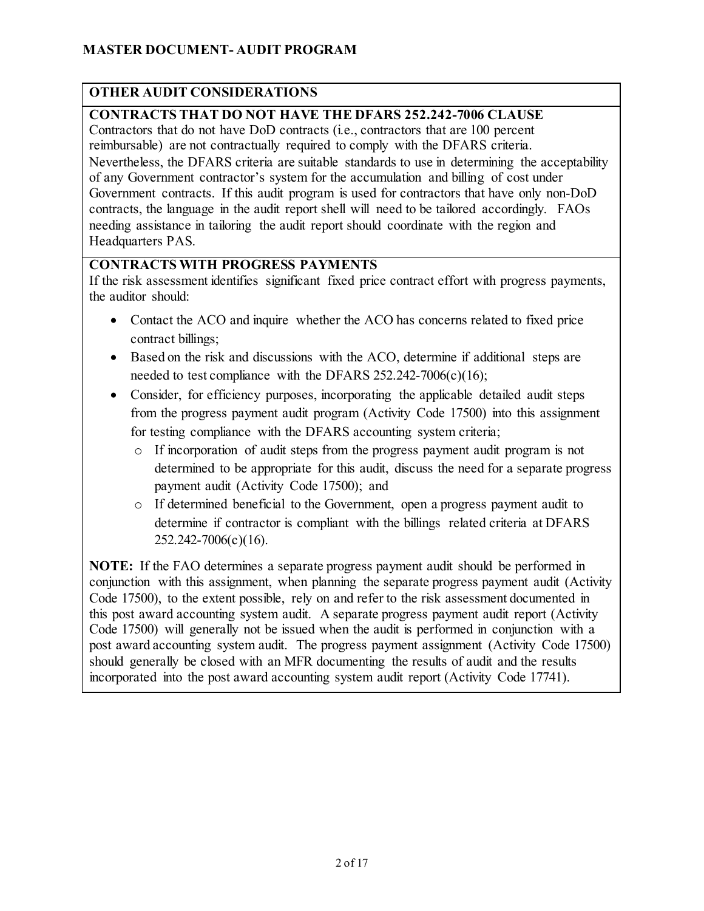**MASTER DOCUMENT- AUDIT PROGRAM**

## OTHER AUDIT CONSIDERATIONS

### CONTRACTS THAT DO NOT HAVE THE DFARS 252.242-7006 CLAUSE

Contractors that do not have DoD contracts (i.e., contractors that are 100 percent reimbursable) are not contractually required to comply with the DFARS criteria. Nevertheless, the DFARS criteria are suitable standards to use in determining the acceptability of any Government contractor's system for the accumulation and billing of cost under Government contracts. If this audit program is used for contractors that have only non-DoD contracts, the language in the audit report shell will need to be tailored accordingly. FAOs needing assistance in tailoring the audit report should coordinate with the region and Headquarters PAS.

### CONTRACTS WITH PROGRESS PAYMENTS

If the risk assessment identifies significant fixed price contract effort with progress payments, the auditor should:

- Contact the ACO and inquire whether the ACO has concerns related to fixed price contract billings;
- Based on the risk and discussions with the ACO, determine if additional steps are needed to test compliance with the DFARS 252.242-7006(c)(16);
- Consider, for efficiency purposes, incorporating the applicable detailed audit steps from the progress payment audit program (Activity Code 17500) into this assignment for testing compliance with the DFARS accounting system criteria;
  - If incorporation of audit steps from the progress payment audit program is not determined to be appropriate for this audit, discuss the need for a separate progress payment audit (Activity Code 17500); and
  - If determined beneficial to the Government, open a progress payment audit to determine if contractor is compliant with the billings related criteria at DFARS 252.242-7006(c)(16).

**NOTE:** If the FAO determines a separate progress payment audit should be performed in conjunction with this assignment, when planning the separate progress payment audit (Activity Code 17500), to the extent possible, rely on and refer to the risk assessment documented in this post award accounting system audit. A separate progress payment audit report (Activity Code 17500) will generally not be issued when the audit is performed in conjunction with a post award accounting system audit. The progress payment assignment (Activity Code 17500) should generally be closed with an MFR documenting the results of audit and the results incorporated into the post award accounting system audit report (Activity Code 17741).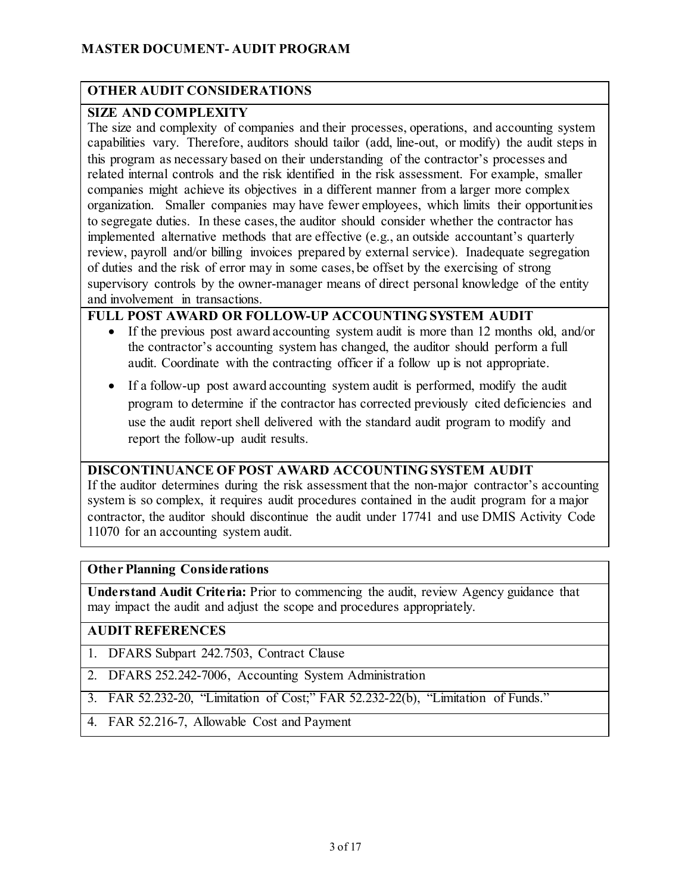## MASTER DOCUMENT- AUDIT PROGRAM

### OTHER AUDIT CONSIDERATIONS

**SIZE AND COMPLEXITY**

The size and complexity of companies and their processes, operations, and accounting system capabilities vary. Therefore, auditors should tailor (add, line-out, or modify) the audit steps in this program as necessary based on their understanding of the contractor's processes and related internal controls and the risk identified in the risk assessment. For example, smaller companies might achieve its objectives in a different manner from a larger more complex organization. Smaller companies may have fewer employees, which limits their opportunities to segregate duties. In these cases, the auditor should consider whether the contractor has implemented alternative methods that are effective (e.g., an outside accountant's quarterly review, payroll and/or billing invoices prepared by external service). Inadequate segregation of duties and the risk of error may in some cases, be offset by the exercising of strong supervisory controls by the owner-manager means of direct personal knowledge of the entity and involvement in transactions.

**FULL POST AWARD OR FOLLOW-UP ACCOUNTING SYSTEM AUDIT**

- If the previous post award accounting system audit is more than 12 months old, and/or the contractor's accounting system has changed, the auditor should perform a full audit. Coordinate with the contracting officer if a follow up is not appropriate.
- If a follow-up post award accounting system audit is performed, modify the audit program to determine if the contractor has corrected previously cited deficiencies and use the audit report shell delivered with the standard audit program to modify and report the follow-up audit results.

**DISCONTINUANCE OF POST AWARD ACCOUNTING SYSTEM AUDIT**

If the auditor determines during the risk assessment that the non-major contractor's accounting system is so complex, it requires audit procedures contained in the audit program for a major contractor, the auditor should discontinue the audit under 17741 and use DMIS Activity Code 11070 for an accounting system audit.

### Other Planning Considerations

**Understand Audit Criteria:** Prior to commencing the audit, review Agency guidance that may impact the audit and adjust the scope and procedures appropriately.

### AUDIT REFERENCES

1. DFARS Subpart 242.7503, Contract Clause
2. DFARS 252.242-7006, Accounting System Administration
3. FAR 52.232-20, "Limitation of Cost;" FAR 52.232-22(b), "Limitation of Funds."
4. FAR 52.216-7, Allowable Cost and Payment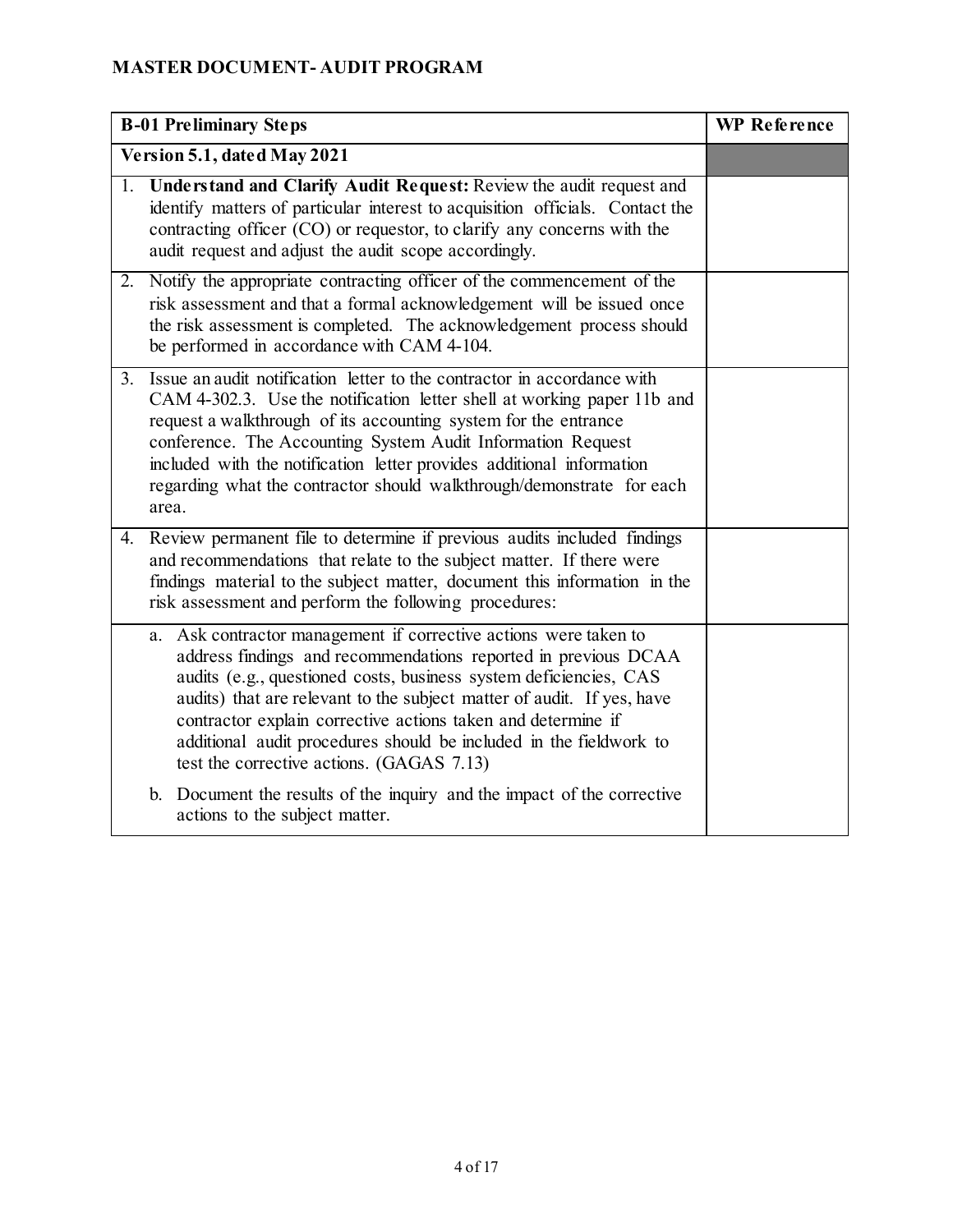**MASTER DOCUMENT- AUDIT PROGRAM**

| **B-01 Preliminary Steps** | **WP Reference** |
|---|---|
| **Version 5.1, dated May 2021** | |
| 1. **Understand and Clarify Audit Request:** Review the audit request and identify matters of particular interest to acquisition officials. Contact the contracting officer (CO) or requestor, to clarify any concerns with the audit request and adjust the audit scope accordingly. | |
| 2. Notify the appropriate contracting officer of the commencement of the risk assessment and that a formal acknowledgement will be issued once the risk assessment is completed. The acknowledgement process should be performed in accordance with CAM 4-104. | |
| 3. Issue an audit notification letter to the contractor in accordance with CAM 4-302.3. Use the notification letter shell at working paper 11b and request a walkthrough of its accounting system for the entrance conference. The Accounting System Audit Information Request included with the notification letter provides additional information regarding what the contractor should walkthrough/demonstrate for each area. | |
| 4. Review permanent file to determine if previous audits included findings and recommendations that relate to the subject matter. If there were findings material to the subject matter, document this information in the risk assessment and perform the following procedures: | |
| a. Ask contractor management if corrective actions were taken to address findings and recommendations reported in previous DCAA audits (e.g., questioned costs, business system deficiencies, CAS audits) that are relevant to the subject matter of audit. If yes, have contractor explain corrective actions taken and determine if additional audit procedures should be included in the fieldwork to test the corrective actions. (GAGAS 7.13)<br><br>b. Document the results of the inquiry and the impact of the corrective actions to the subject matter. | |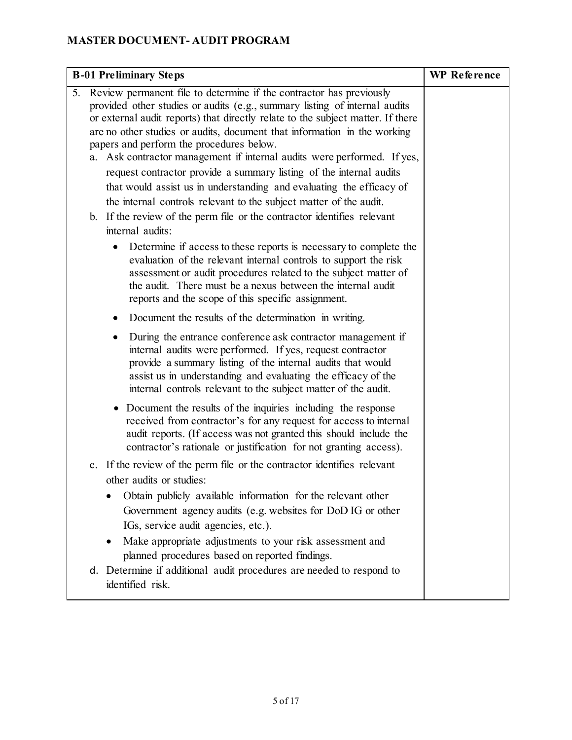## MASTER DOCUMENT- AUDIT PROGRAM

| B-01 Preliminary Steps | WP Reference |
|---|---|
| 5. Review permanent file to determine if the contractor has previously provided other studies or audits (e.g., summary listing of internal audits or external audit reports) that directly relate to the subject matter. If there are no other studies or audits, document that information in the working papers and perform the procedures below.<br>a. Ask contractor management if internal audits were performed. If yes, request contractor provide a summary listing of the internal audits that would assist us in understanding and evaluating the efficacy of the internal controls relevant to the subject matter of the audit.<br>b. If the review of the perm file or the contractor identifies relevant internal audits:<br>• Determine if access to these reports is necessary to complete the evaluation of the relevant internal controls to support the risk assessment or audit procedures related to the subject matter of the audit. There must be a nexus between the internal audit reports and the scope of this specific assignment.<br>• Document the results of the determination in writing.<br>• During the entrance conference ask contractor management if internal audits were performed. If yes, request contractor provide a summary listing of the internal audits that would assist us in understanding and evaluating the efficacy of the internal controls relevant to the subject matter of the audit.<br>• Document the results of the inquiries including the response received from contractor's for any request for access to internal audit reports. (If access was not granted this should include the contractor's rationale or justification for not granting access).<br>c. If the review of the perm file or the contractor identifies relevant other audits or studies:<br>• Obtain publicly available information for the relevant other Government agency audits (e.g. websites for DoD IG or other IGs, service audit agencies, etc.).<br>• Make appropriate adjustments to your risk assessment and planned procedures based on reported findings.<br>d. Determine if additional audit procedures are needed to respond to identified risk. | |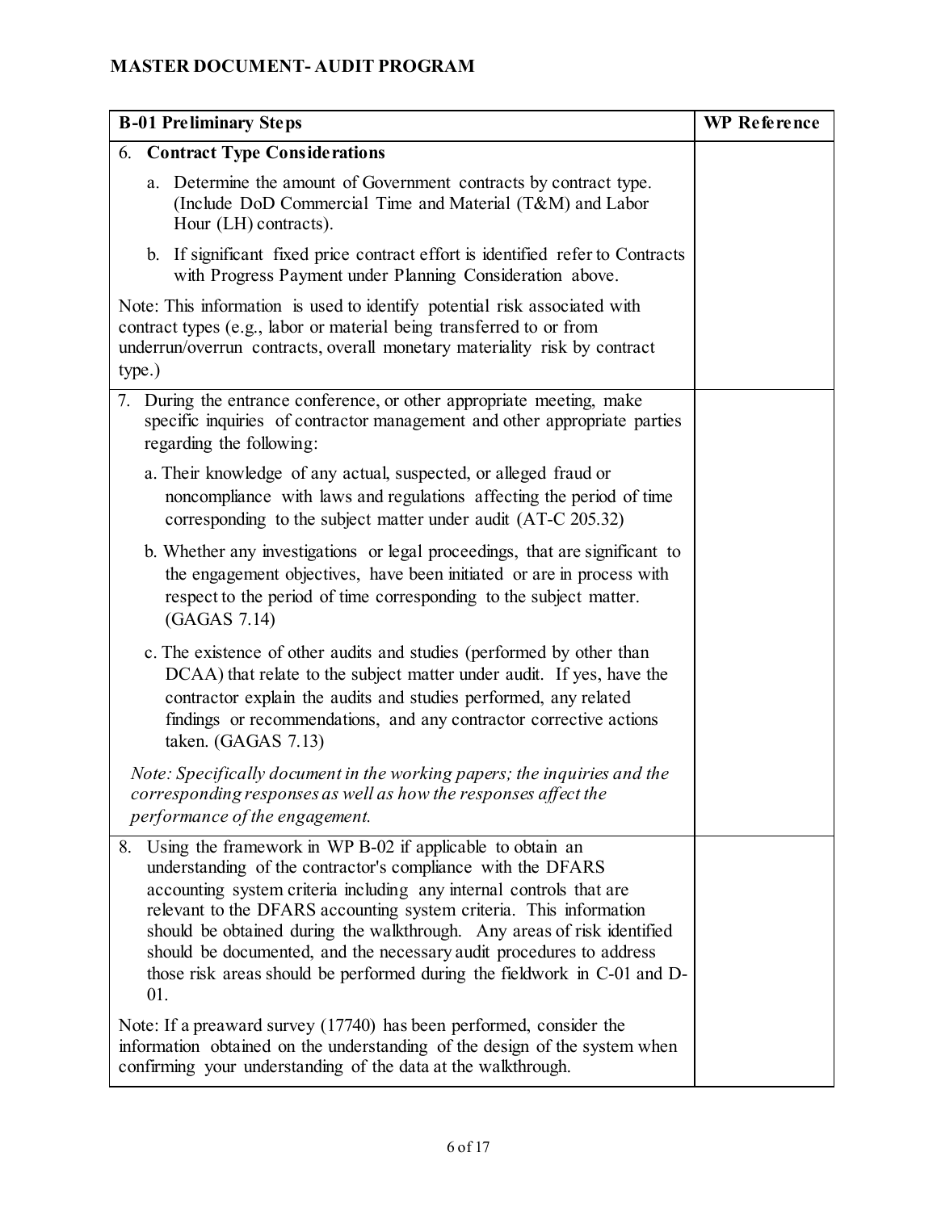## MASTER DOCUMENT- AUDIT PROGRAM

| B-01 Preliminary Steps | WP Reference |
|---|---|
| 6. **Contract Type Considerations**<br><br>a. Determine the amount of Government contracts by contract type. (Include DoD Commercial Time and Material (T&M) and Labor Hour (LH) contracts).<br><br>b. If significant fixed price contract effort is identified refer to Contracts with Progress Payment under Planning Consideration above.<br><br>Note: This information is used to identify potential risk associated with contract types (e.g., labor or material being transferred to or from underrun/overrun contracts, overall monetary materiality risk by contract type.) | |
| 7. During the entrance conference, or other appropriate meeting, make specific inquiries of contractor management and other appropriate parties regarding the following:<br><br>a. Their knowledge of any actual, suspected, or alleged fraud or noncompliance with laws and regulations affecting the period of time corresponding to the subject matter under audit (AT-C 205.32)<br><br>b. Whether any investigations or legal proceedings, that are significant to the engagement objectives, have been initiated or are in process with respect to the period of time corresponding to the subject matter. (GAGAS 7.14)<br><br>c. The existence of other audits and studies (performed by other than DCAA) that relate to the subject matter under audit. If yes, have the contractor explain the audits and studies performed, any related findings or recommendations, and any contractor corrective actions taken. (GAGAS 7.13)<br><br>*Note: Specifically document in the working papers; the inquiries and the corresponding responses as well as how the responses affect the performance of the engagement.* | |
| 8. Using the framework in WP B-02 if applicable to obtain an understanding of the contractor's compliance with the DFARS accounting system criteria including any internal controls that are relevant to the DFARS accounting system criteria. This information should be obtained during the walkthrough. Any areas of risk identified should be documented, and the necessary audit procedures to address those risk areas should be performed during the fieldwork in C-01 and D-01.<br><br>Note: If a preaward survey (17740) has been performed, consider the information obtained on the understanding of the design of the system when confirming your understanding of the data at the walkthrough. | |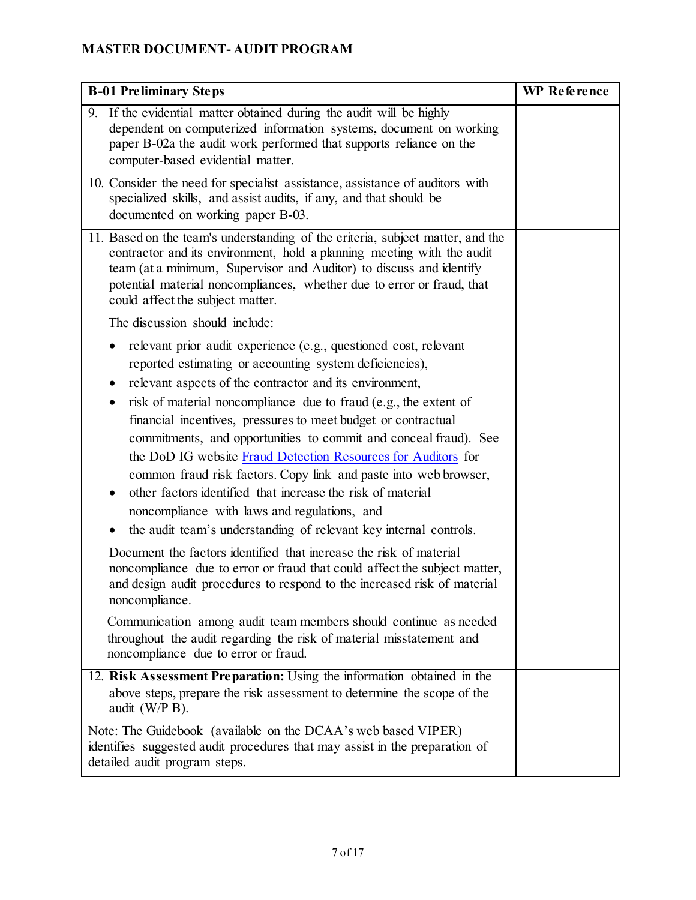**MASTER DOCUMENT- AUDIT PROGRAM**

| **B-01 Preliminary Steps** | **WP Reference** |
|---|---|
| 9. If the evidential matter obtained during the audit will be highly dependent on computerized information systems, document on working paper B-02a the audit work performed that supports reliance on the computer-based evidential matter. | |
| 10. Consider the need for specialist assistance, assistance of auditors with specialized skills, and assist audits, if any, and that should be documented on working paper B-03. | |
| 11. Based on the team's understanding of the criteria, subject matter, and the contractor and its environment, hold a planning meeting with the audit team (at a minimum, Supervisor and Auditor) to discuss and identify potential material noncompliances, whether due to error or fraud, that could affect the subject matter.<br><br>The discussion should include:<br><br>• relevant prior audit experience (e.g., questioned cost, relevant reported estimating or accounting system deficiencies),<br>• relevant aspects of the contractor and its environment,<br>• risk of material noncompliance due to fraud (e.g., the extent of financial incentives, pressures to meet budget or contractual commitments, and opportunities to commit and conceal fraud). See the DoD IG website Fraud Detection Resources for Auditors for common fraud risk factors. Copy link and paste into web browser,<br>• other factors identified that increase the risk of material noncompliance with laws and regulations, and<br>• the audit team's understanding of relevant key internal controls.<br><br>Document the factors identified that increase the risk of material noncompliance due to error or fraud that could affect the subject matter, and design audit procedures to respond to the increased risk of material noncompliance.<br><br>Communication among audit team members should continue as needed throughout the audit regarding the risk of material misstatement and noncompliance due to error or fraud. | |
| 12. **Risk Assessment Preparation:** Using the information obtained in the above steps, prepare the risk assessment to determine the scope of the audit (W/P B).<br><br>Note: The Guidebook (available on the DCAA's web based VIPER) identifies suggested audit procedures that may assist in the preparation of detailed audit program steps. | |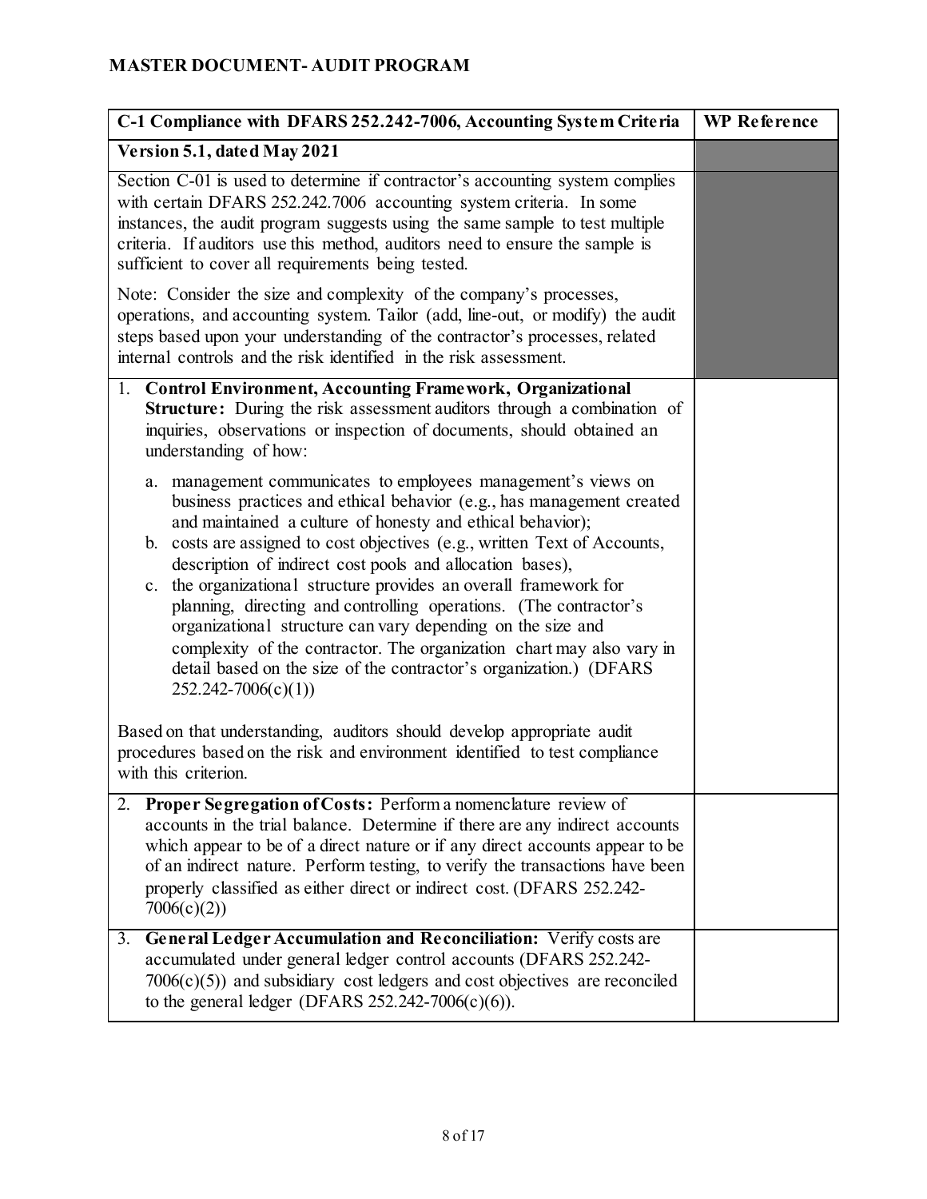**MASTER DOCUMENT- AUDIT PROGRAM**

| C-1 Compliance with DFARS 252.242-7006, Accounting System Criteria | WP Reference |
|---|---|
| **Version 5.1, dated May 2021** | |
| Section C-01 is used to determine if contractor's accounting system complies with certain DFARS 252.242.7006 accounting system criteria. In some instances, the audit program suggests using the same sample to test multiple criteria. If auditors use this method, auditors need to ensure the sample is sufficient to cover all requirements being tested.<br><br>Note: Consider the size and complexity of the company's processes, operations, and accounting system. Tailor (add, line-out, or modify) the audit steps based upon your understanding of the contractor's processes, related internal controls and the risk identified in the risk assessment. | |
| 1. **Control Environment, Accounting Framework, Organizational Structure:** During the risk assessment auditors through a combination of inquiries, observations or inspection of documents, should obtained an understanding of how:<br><br>a. management communicates to employees management's views on business practices and ethical behavior (e.g., has management created and maintained a culture of honesty and ethical behavior);<br>b. costs are assigned to cost objectives (e.g., written Text of Accounts, description of indirect cost pools and allocation bases),<br>c. the organizational structure provides an overall framework for planning, directing and controlling operations. (The contractor's organizational structure can vary depending on the size and complexity of the contractor. The organization chart may also vary in detail based on the size of the contractor's organization.) (DFARS 252.242-7006(c)(1))<br><br>Based on that understanding, auditors should develop appropriate audit procedures based on the risk and environment identified to test compliance with this criterion. | |
| 2. **Proper Segregation of Costs:** Perform a nomenclature review of accounts in the trial balance. Determine if there are any indirect accounts which appear to be of a direct nature or if any direct accounts appear to be of an indirect nature. Perform testing, to verify the transactions have been properly classified as either direct or indirect cost. (DFARS 252.242-7006(c)(2)) | |
| 3. **General Ledger Accumulation and Reconciliation:** Verify costs are accumulated under general ledger control accounts (DFARS 252.242-7006(c)(5)) and subsidiary cost ledgers and cost objectives are reconciled to the general ledger (DFARS 252.242-7006(c)(6)). | |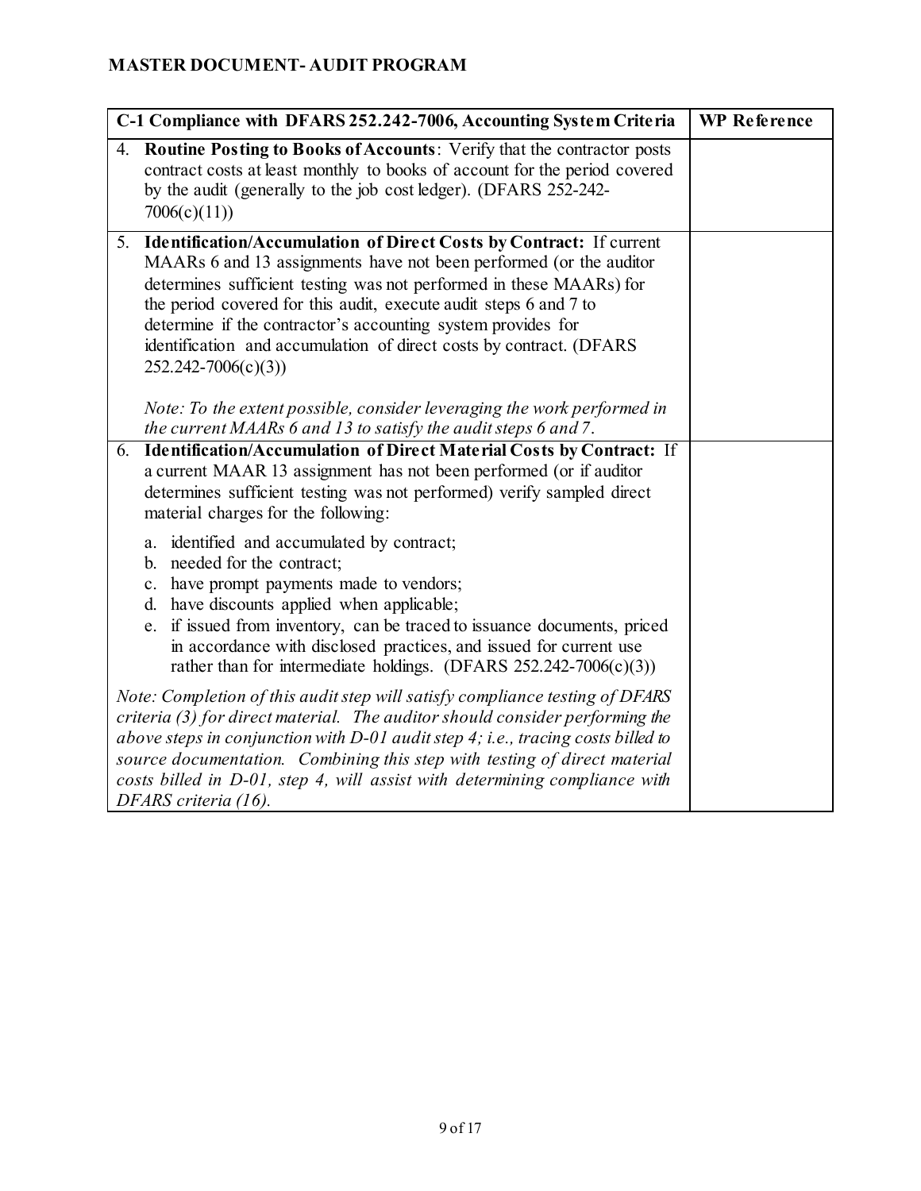**MASTER DOCUMENT- AUDIT PROGRAM**

| C-1 Compliance with DFARS 252.242-7006, Accounting System Criteria | WP Reference |
|---|---|
| 4. **Routine Posting to Books of Accounts**: Verify that the contractor posts contract costs at least monthly to books of account for the period covered by the audit (generally to the job cost ledger). (DFARS 252-242-7006(c)(11)) | |
| 5. **Identification/Accumulation of Direct Costs by Contract:** If current MAARs 6 and 13 assignments have not been performed (or the auditor determines sufficient testing was not performed in these MAARs) for the period covered for this audit, execute audit steps 6 and 7 to determine if the contractor's accounting system provides for identification and accumulation of direct costs by contract. (DFARS 252.242-7006(c)(3))<br><br>*Note: To the extent possible, consider leveraging the work performed in the current MAARs 6 and 13 to satisfy the audit steps 6 and 7.* | |
| 6. **Identification/Accumulation of Direct Material Costs by Contract:** If a current MAAR 13 assignment has not been performed (or if auditor determines sufficient testing was not performed) verify sampled direct material charges for the following:<br><br>a. identified and accumulated by contract;<br>b. needed for the contract;<br>c. have prompt payments made to vendors;<br>d. have discounts applied when applicable;<br>e. if issued from inventory, can be traced to issuance documents, priced in accordance with disclosed practices, and issued for current use rather than for intermediate holdings. (DFARS 252.242-7006(c)(3))<br><br>*Note: Completion of this audit step will satisfy compliance testing of DFARS criteria (3) for direct material. The auditor should consider performing the above steps in conjunction with D-01 audit step 4; i.e., tracing costs billed to source documentation. Combining this step with testing of direct material costs billed in D-01, step 4, will assist with determining compliance with DFARS criteria (16).* | |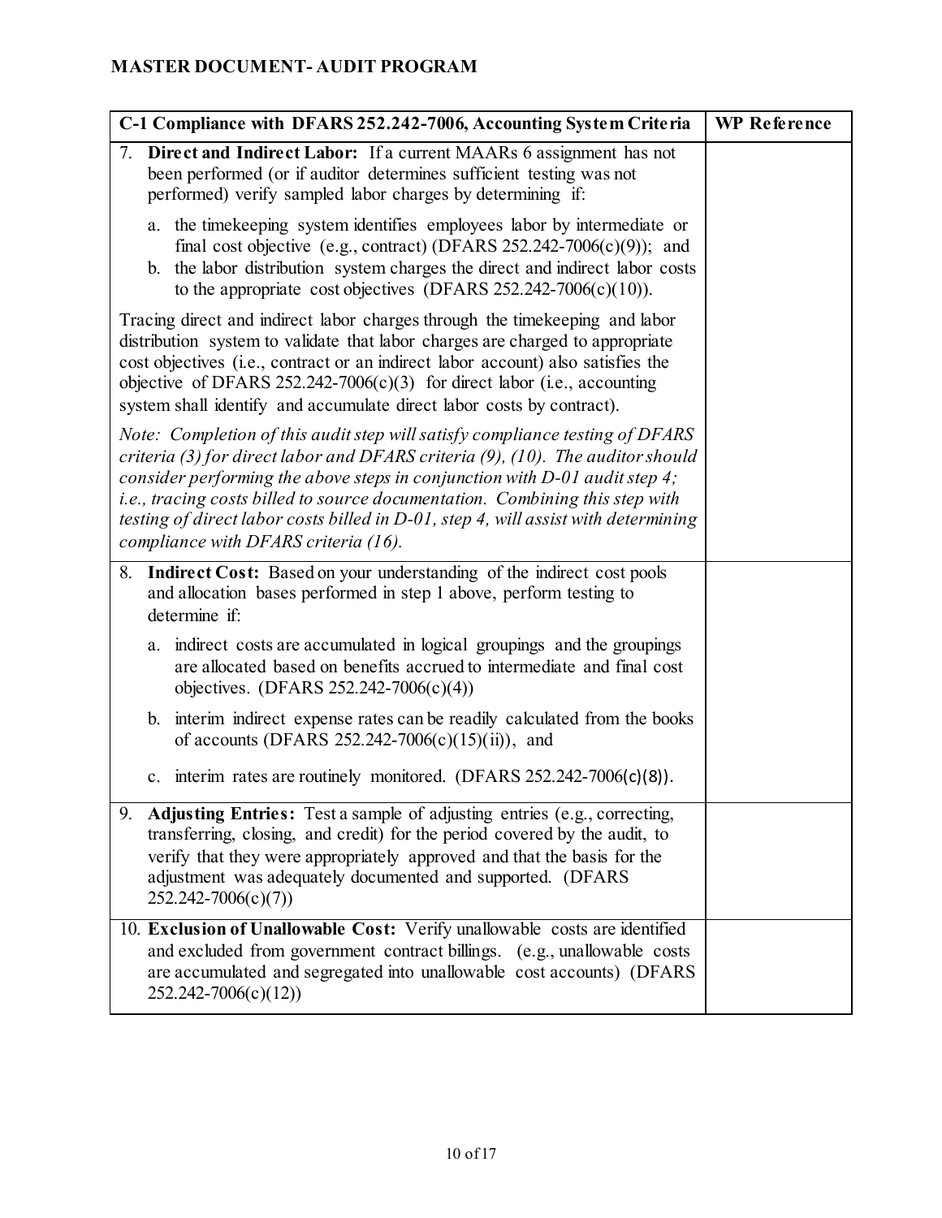## MASTER DOCUMENT- AUDIT PROGRAM

| C-1 Compliance with DFARS 252.242-7006, Accounting System Criteria | WP Reference |
|---|---|
| 7. **Direct and Indirect Labor:** If a current MAARs 6 assignment has not been performed (or if auditor determines sufficient testing was not performed) verify sampled labor charges by determining if:<br><br>a. the timekeeping system identifies employees labor by intermediate or final cost objective (e.g., contract) (DFARS 252.242-7006(c)(9)); and<br>b. the labor distribution system charges the direct and indirect labor costs to the appropriate cost objectives (DFARS 252.242-7006(c)(10)).<br><br>Tracing direct and indirect labor charges through the timekeeping and labor distribution system to validate that labor charges are charged to appropriate cost objectives (i.e., contract or an indirect labor account) also satisfies the objective of DFARS 252.242-7006(c)(3) for direct labor (i.e., accounting system shall identify and accumulate direct labor costs by contract).<br><br>*Note: Completion of this audit step will satisfy compliance testing of DFARS criteria (3) for direct labor and DFARS criteria (9), (10). The auditor should consider performing the above steps in conjunction with D-01 audit step 4; i.e., tracing costs billed to source documentation. Combining this step with testing of direct labor costs billed in D-01, step 4, will assist with determining compliance with DFARS criteria (16).* | |
| 8. **Indirect Cost:** Based on your understanding of the indirect cost pools and allocation bases performed in step 1 above, perform testing to determine if:<br><br>a. indirect costs are accumulated in logical groupings and the groupings are allocated based on benefits accrued to intermediate and final cost objectives. (DFARS 252.242-7006(c)(4))<br><br>b. interim indirect expense rates can be readily calculated from the books of accounts (DFARS 252.242-7006(c)(15)(ii)), and<br><br>c. interim rates are routinely monitored. (DFARS 252.242-7006(c)(8)). | |
| 9. **Adjusting Entries:** Test a sample of adjusting entries (e.g., correcting, transferring, closing, and credit) for the period covered by the audit, to verify that they were appropriately approved and that the basis for the adjustment was adequately documented and supported. (DFARS 252.242-7006(c)(7)) | |
| 10. **Exclusion of Unallowable Cost:** Verify unallowable costs are identified and excluded from government contract billings. (e.g., unallowable costs are accumulated and segregated into unallowable cost accounts) (DFARS 252.242-7006(c)(12)) | |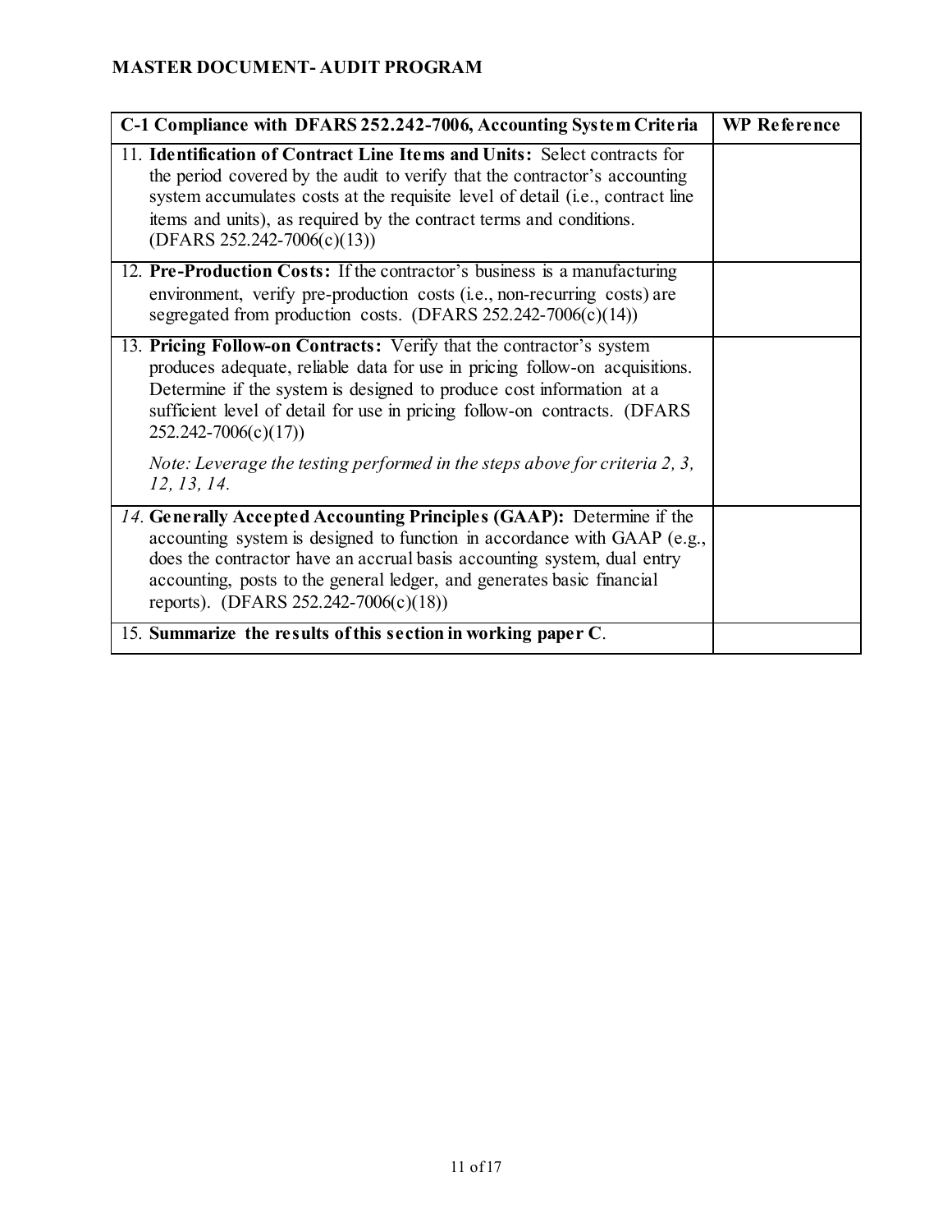**MASTER DOCUMENT- AUDIT PROGRAM**

| C-1 Compliance with DFARS 252.242-7006, Accounting System Criteria | WP Reference |
| --- | --- |
| 11. **Identification of Contract Line Items and Units:** Select contracts for the period covered by the audit to verify that the contractor's accounting system accumulates costs at the requisite level of detail (i.e., contract line items and units), as required by the contract terms and conditions. (DFARS 252.242-7006(c)(13)) | |
| 12. **Pre-Production Costs:** If the contractor's business is a manufacturing environment, verify pre-production costs (i.e., non-recurring costs) are segregated from production costs. (DFARS 252.242-7006(c)(14)) | |
| 13. **Pricing Follow-on Contracts:** Verify that the contractor's system produces adequate, reliable data for use in pricing follow-on acquisitions. Determine if the system is designed to produce cost information at a sufficient level of detail for use in pricing follow-on contracts. (DFARS 252.242-7006(c)(17))<br><br>*Note: Leverage the testing performed in the steps above for criteria 2, 3, 12, 13, 14.* | |
| *14.* **Generally Accepted Accounting Principles (GAAP):** Determine if the accounting system is designed to function in accordance with GAAP (e.g., does the contractor have an accrual basis accounting system, dual entry accounting, posts to the general ledger, and generates basic financial reports). (DFARS 252.242-7006(c)(18)) | |
| 15. **Summarize the results of this section in working paper C**. | |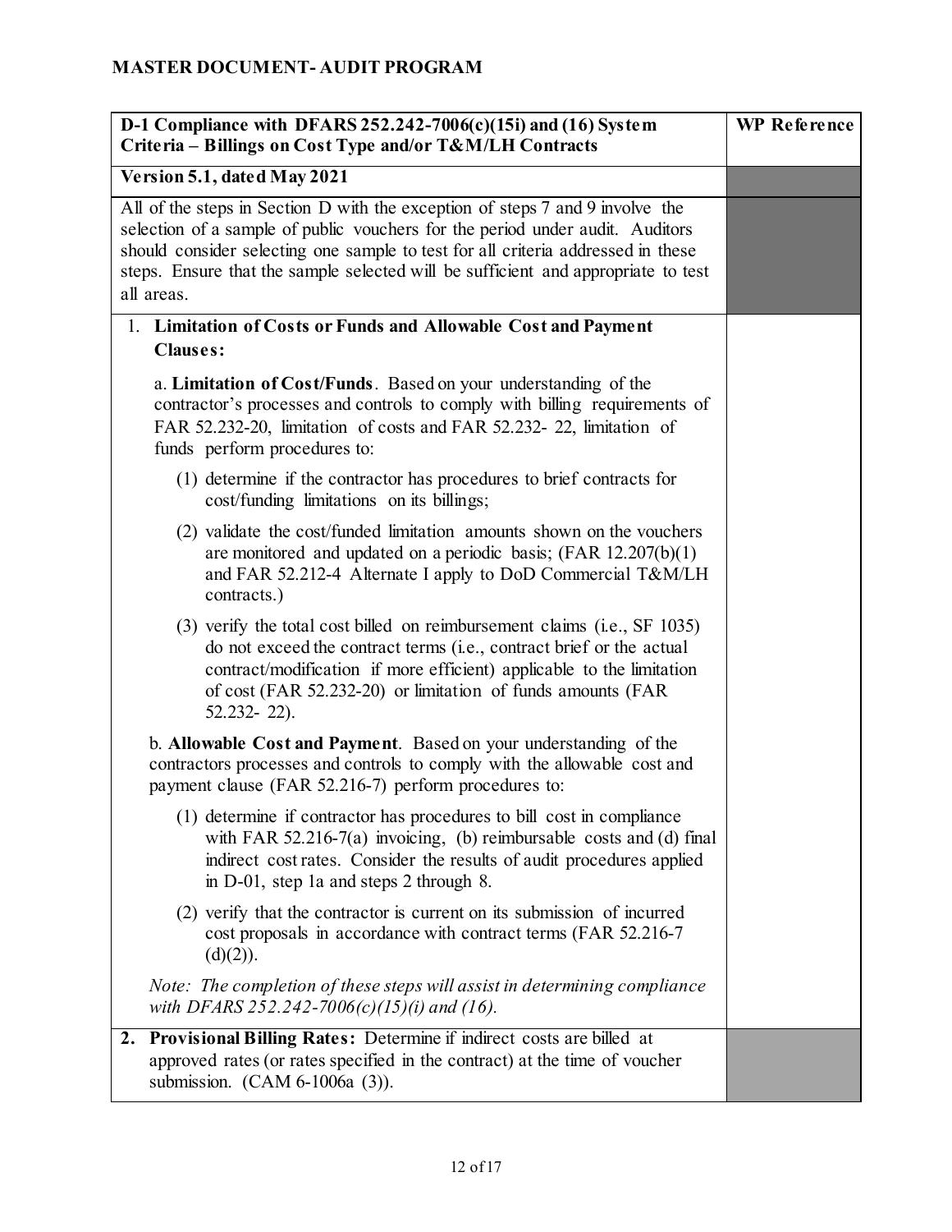## MASTER DOCUMENT- AUDIT PROGRAM

| D-1 Compliance with DFARS 252.242-7006(c)(15i) and (16) System Criteria – Billings on Cost Type and/or T&M/LH Contracts | WP Reference |
| --- | --- |
| **Version 5.1, dated May 2021** | |
| All of the steps in Section D with the exception of steps 7 and 9 involve the selection of a sample of public vouchers for the period under audit. Auditors should consider selecting one sample to test for all criteria addressed in these steps. Ensure that the sample selected will be sufficient and appropriate to test all areas. | |
| 1. **Limitation of Costs or Funds and Allowable Cost and Payment Clauses:**<br><br>a. **Limitation of Cost/Funds**. Based on your understanding of the contractor's processes and controls to comply with billing requirements of FAR 52.232-20, limitation of costs and FAR 52.232- 22, limitation of funds perform procedures to:<br><br>(1) determine if the contractor has procedures to brief contracts for cost/funding limitations on its billings;<br><br>(2) validate the cost/funded limitation amounts shown on the vouchers are monitored and updated on a periodic basis; (FAR 12.207(b)(1) and FAR 52.212-4 Alternate I apply to DoD Commercial T&M/LH contracts.)<br><br>(3) verify the total cost billed on reimbursement claims (i.e., SF 1035) do not exceed the contract terms (i.e., contract brief or the actual contract/modification if more efficient) applicable to the limitation of cost (FAR 52.232-20) or limitation of funds amounts (FAR 52.232- 22).<br><br>b. **Allowable Cost and Payment**. Based on your understanding of the contractors processes and controls to comply with the allowable cost and payment clause (FAR 52.216-7) perform procedures to:<br><br>(1) determine if contractor has procedures to bill cost in compliance with FAR 52.216-7(a) invoicing, (b) reimbursable costs and (d) final indirect cost rates. Consider the results of audit procedures applied in D-01, step 1a and steps 2 through 8.<br><br>(2) verify that the contractor is current on its submission of incurred cost proposals in accordance with contract terms (FAR 52.216-7 (d)(2)).<br><br>*Note: The completion of these steps will assist in determining compliance with DFARS 252.242-7006(c)(15)(i) and (16).* | |
| 2. **Provisional Billing Rates:** Determine if indirect costs are billed at approved rates (or rates specified in the contract) at the time of voucher submission. (CAM 6-1006a (3)). | |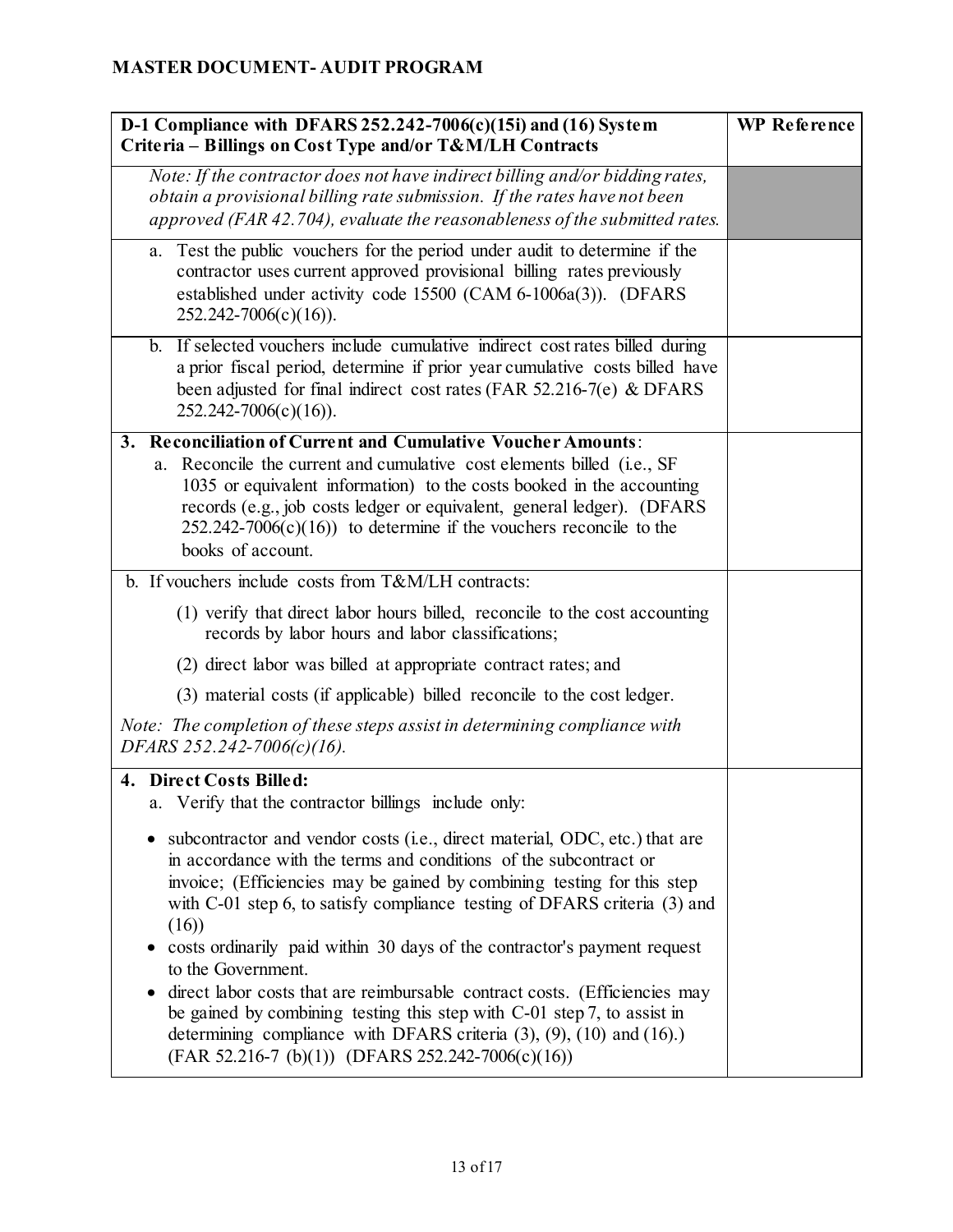## MASTER DOCUMENT- AUDIT PROGRAM

| D-1 Compliance with DFARS 252.242-7006(c)(15i) and (16) System Criteria – Billings on Cost Type and/or T&M/LH Contracts | WP Reference |
|---|---|
| *Note: If the contractor does not have indirect billing and/or bidding rates, obtain a provisional billing rate submission. If the rates have not been approved (FAR 42.704), evaluate the reasonableness of the submitted rates.* | |
| a. Test the public vouchers for the period under audit to determine if the contractor uses current approved provisional billing rates previously established under activity code 15500 (CAM 6-1006a(3)). (DFARS 252.242-7006(c)(16)). | |
| b. If selected vouchers include cumulative indirect cost rates billed during a prior fiscal period, determine if prior year cumulative costs billed have been adjusted for final indirect cost rates (FAR 52.216-7(e) & DFARS 252.242-7006(c)(16)). | |
| **3. Reconciliation of Current and Cumulative Voucher Amounts**:<br>a. Reconcile the current and cumulative cost elements billed (i.e., SF 1035 or equivalent information) to the costs booked in the accounting records (e.g., job costs ledger or equivalent, general ledger). (DFARS 252.242-7006(c)(16)) to determine if the vouchers reconcile to the books of account. | |
| b. If vouchers include costs from T&M/LH contracts:<br>(1) verify that direct labor hours billed, reconcile to the cost accounting records by labor hours and labor classifications;<br>(2) direct labor was billed at appropriate contract rates; and<br>(3) material costs (if applicable) billed reconcile to the cost ledger.<br>*Note: The completion of these steps assist in determining compliance with DFARS 252.242-7006(c)(16).* | |
| **4. Direct Costs Billed:**<br>a. Verify that the contractor billings include only:<br>• subcontractor and vendor costs (i.e., direct material, ODC, etc.) that are in accordance with the terms and conditions of the subcontract or invoice; (Efficiencies may be gained by combining testing for this step with C-01 step 6, to satisfy compliance testing of DFARS criteria (3) and (16))<br>• costs ordinarily paid within 30 days of the contractor's payment request to the Government.<br>• direct labor costs that are reimbursable contract costs. (Efficiencies may be gained by combining testing this step with C-01 step 7, to assist in determining compliance with DFARS criteria (3), (9), (10) and (16).) (FAR 52.216-7 (b)(1)) (DFARS 252.242-7006(c)(16)) | |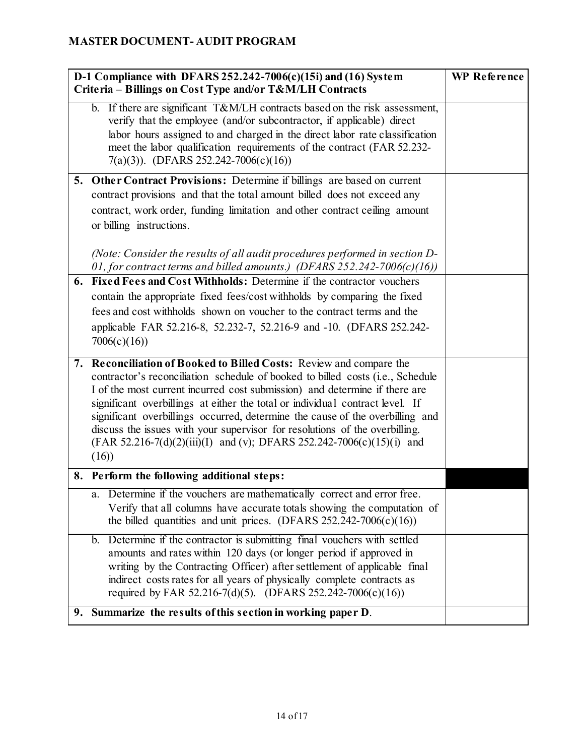## MASTER DOCUMENT- AUDIT PROGRAM

| D-1 Compliance with DFARS 252.242-7006(c)(15i) and (16) System Criteria – Billings on Cost Type and/or T&M/LH Contracts | WP Reference |
|---|---|
| b. If there are significant T&M/LH contracts based on the risk assessment, verify that the employee (and/or subcontractor, if applicable) direct labor hours assigned to and charged in the direct labor rate classification meet the labor qualification requirements of the contract (FAR 52.232-7(a)(3)). (DFARS 252.242-7006(c)(16)) | |
| **5. Other Contract Provisions:** Determine if billings are based on current contract provisions and that the total amount billed does not exceed any contract, work order, funding limitation and other contract ceiling amount or billing instructions. <br><br> *(Note: Consider the results of all audit procedures performed in section D-01, for contract terms and billed amounts.) (DFARS 252.242-7006(c)(16))* | |
| **6. Fixed Fees and Cost Withholds:** Determine if the contractor vouchers contain the appropriate fixed fees/cost withholds by comparing the fixed fees and cost withholds shown on voucher to the contract terms and the applicable FAR 52.216-8, 52.232-7, 52.216-9 and -10. (DFARS 252.242-7006(c)(16)) | |
| **7. Reconciliation of Booked to Billed Costs:** Review and compare the contractor's reconciliation schedule of booked to billed costs (i.e., Schedule I of the most current incurred cost submission) and determine if there are significant overbillings at either the total or individual contract level. If significant overbillings occurred, determine the cause of the overbilling and discuss the issues with your supervisor for resolutions of the overbilling. (FAR 52.216-7(d)(2)(iii)(I) and (v); DFARS 252.242-7006(c)(15)(i) and (16)) | |
| **8. Perform the following additional steps:** | |
| a. Determine if the vouchers are mathematically correct and error free. Verify that all columns have accurate totals showing the computation of the billed quantities and unit prices. (DFARS 252.242-7006(c)(16)) | |
| b. Determine if the contractor is submitting final vouchers with settled amounts and rates within 120 days (or longer period if approved in writing by the Contracting Officer) after settlement of applicable final indirect costs rates for all years of physically complete contracts as required by FAR 52.216-7(d)(5). (DFARS 252.242-7006(c)(16)) | |
| **9. Summarize the results of this section in working paper D**. | |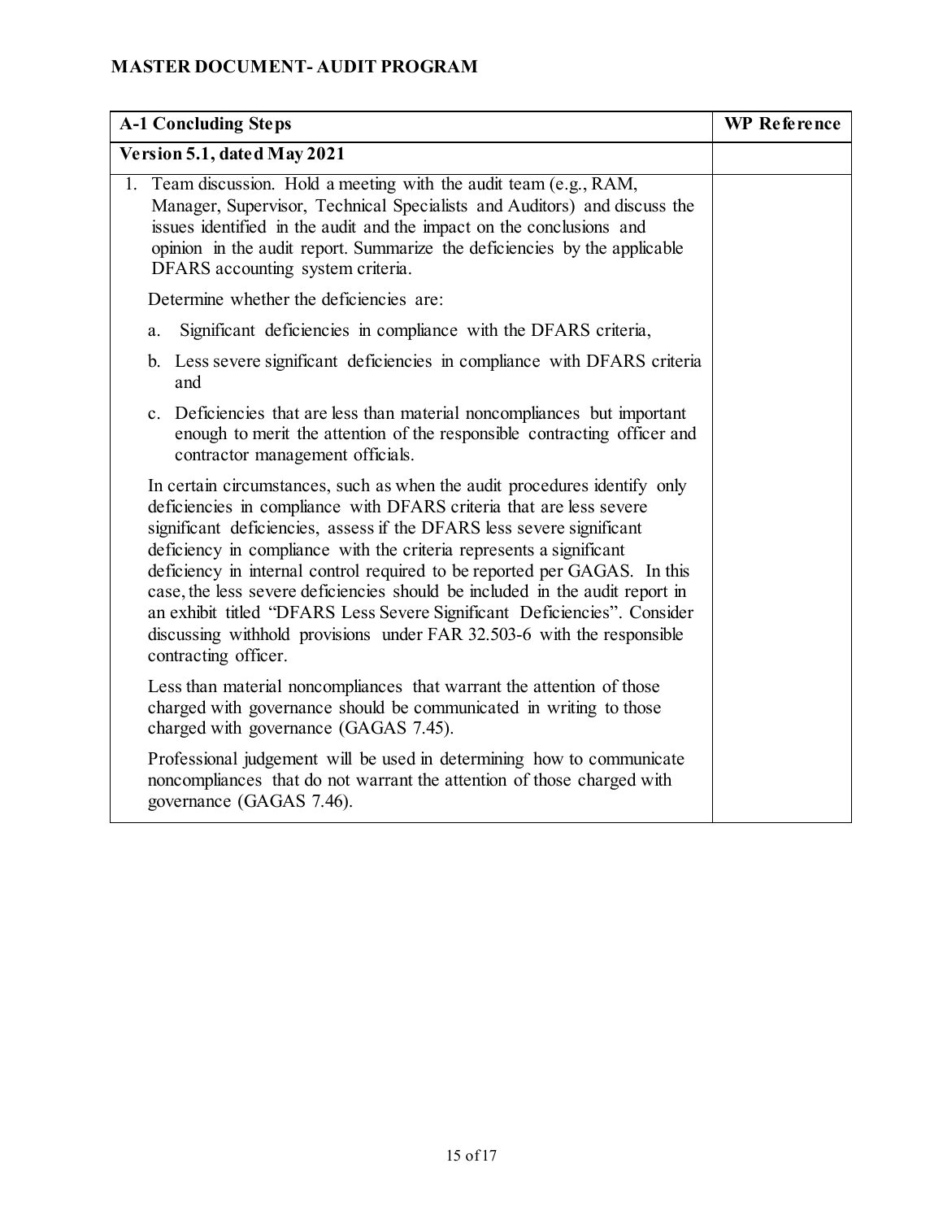## MASTER DOCUMENT- AUDIT PROGRAM

| A-1 Concluding Steps | WP Reference |
| --- | --- |
| **Version 5.1, dated May 2021** | |
| 1. Team discussion. Hold a meeting with the audit team (e.g., RAM, Manager, Supervisor, Technical Specialists and Auditors) and discuss the issues identified in the audit and the impact on the conclusions and opinion in the audit report. Summarize the deficiencies by the applicable DFARS accounting system criteria.<br><br>Determine whether the deficiencies are:<br><br>a. Significant deficiencies in compliance with the DFARS criteria,<br><br>b. Less severe significant deficiencies in compliance with DFARS criteria and<br><br>c. Deficiencies that are less than material noncompliances but important enough to merit the attention of the responsible contracting officer and contractor management officials.<br><br>In certain circumstances, such as when the audit procedures identify only deficiencies in compliance with DFARS criteria that are less severe significant deficiencies, assess if the DFARS less severe significant deficiency in compliance with the criteria represents a significant deficiency in internal control required to be reported per GAGAS. In this case, the less severe deficiencies should be included in the audit report in an exhibit titled "DFARS Less Severe Significant Deficiencies". Consider discussing withhold provisions under FAR 32.503-6 with the responsible contracting officer.<br><br>Less than material noncompliances that warrant the attention of those charged with governance should be communicated in writing to those charged with governance (GAGAS 7.45).<br><br>Professional judgement will be used in determining how to communicate noncompliances that do not warrant the attention of those charged with governance (GAGAS 7.46). | |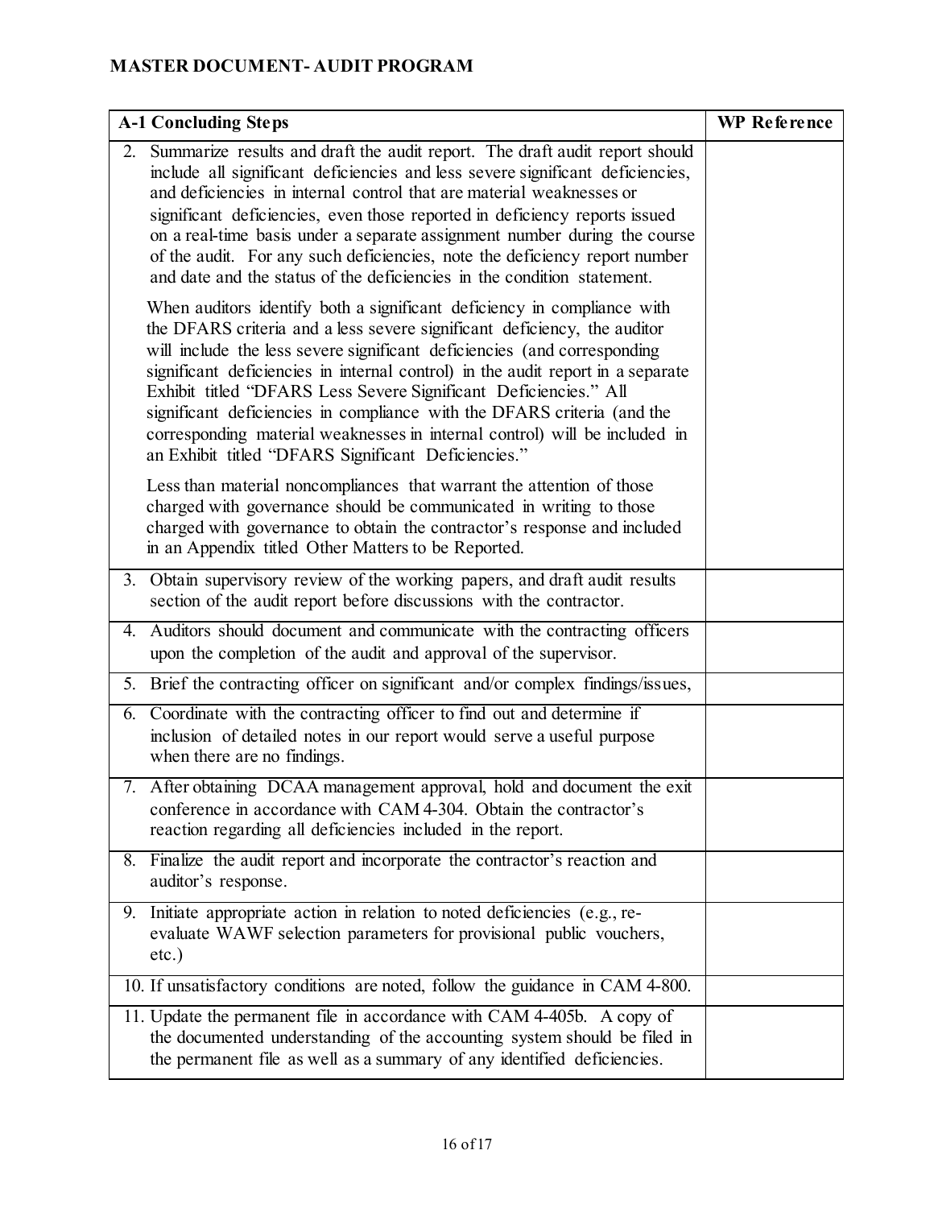## MASTER DOCUMENT- AUDIT PROGRAM

| A-1 Concluding Steps | WP Reference |
|---|---|
| 2. Summarize results and draft the audit report. The draft audit report should include all significant deficiencies and less severe significant deficiencies, and deficiencies in internal control that are material weaknesses or significant deficiencies, even those reported in deficiency reports issued on a real-time basis under a separate assignment number during the course of the audit. For any such deficiencies, note the deficiency report number and date and the status of the deficiencies in the condition statement.<br><br>When auditors identify both a significant deficiency in compliance with the DFARS criteria and a less severe significant deficiency, the auditor will include the less severe significant deficiencies (and corresponding significant deficiencies in internal control) in the audit report in a separate Exhibit titled "DFARS Less Severe Significant Deficiencies." All significant deficiencies in compliance with the DFARS criteria (and the corresponding material weaknesses in internal control) will be included in an Exhibit titled "DFARS Significant Deficiencies."<br><br>Less than material noncompliances that warrant the attention of those charged with governance should be communicated in writing to those charged with governance to obtain the contractor's response and included in an Appendix titled Other Matters to be Reported. | |
| 3. Obtain supervisory review of the working papers, and draft audit results section of the audit report before discussions with the contractor. | |
| 4. Auditors should document and communicate with the contracting officers upon the completion of the audit and approval of the supervisor. | |
| 5. Brief the contracting officer on significant and/or complex findings/issues, | |
| 6. Coordinate with the contracting officer to find out and determine if inclusion of detailed notes in our report would serve a useful purpose when there are no findings. | |
| 7. After obtaining DCAA management approval, hold and document the exit conference in accordance with CAM 4-304. Obtain the contractor's reaction regarding all deficiencies included in the report. | |
| 8. Finalize the audit report and incorporate the contractor's reaction and auditor's response. | |
| 9. Initiate appropriate action in relation to noted deficiencies (e.g., re-evaluate WAWF selection parameters for provisional public vouchers, etc.) | |
| 10. If unsatisfactory conditions are noted, follow the guidance in CAM 4-800. | |
| 11. Update the permanent file in accordance with CAM 4-405b. A copy of the documented understanding of the accounting system should be filed in the permanent file as well as a summary of any identified deficiencies. | |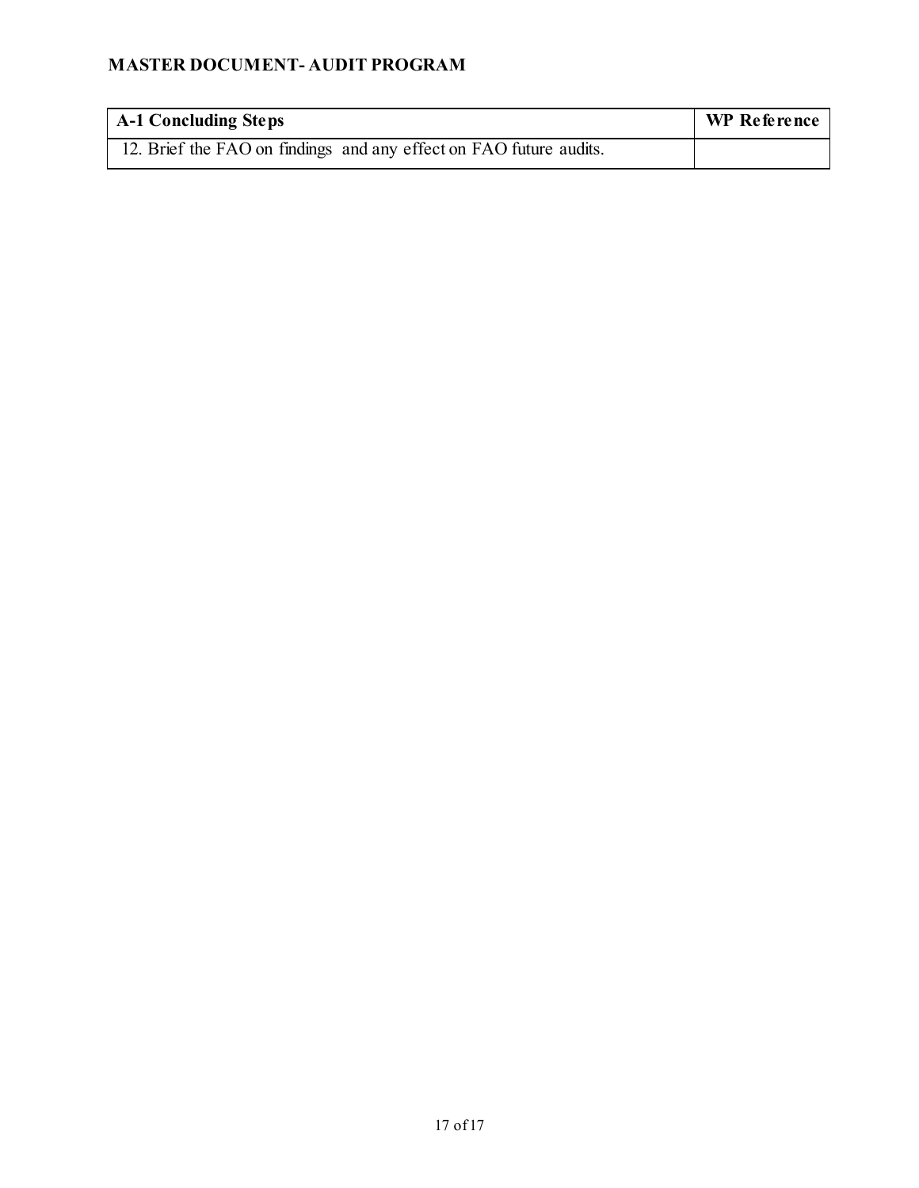| A-1 Concluding Steps | WP Reference |
|---|---|
| 12. Brief the FAO on findings and any effect on FAO future audits. | |